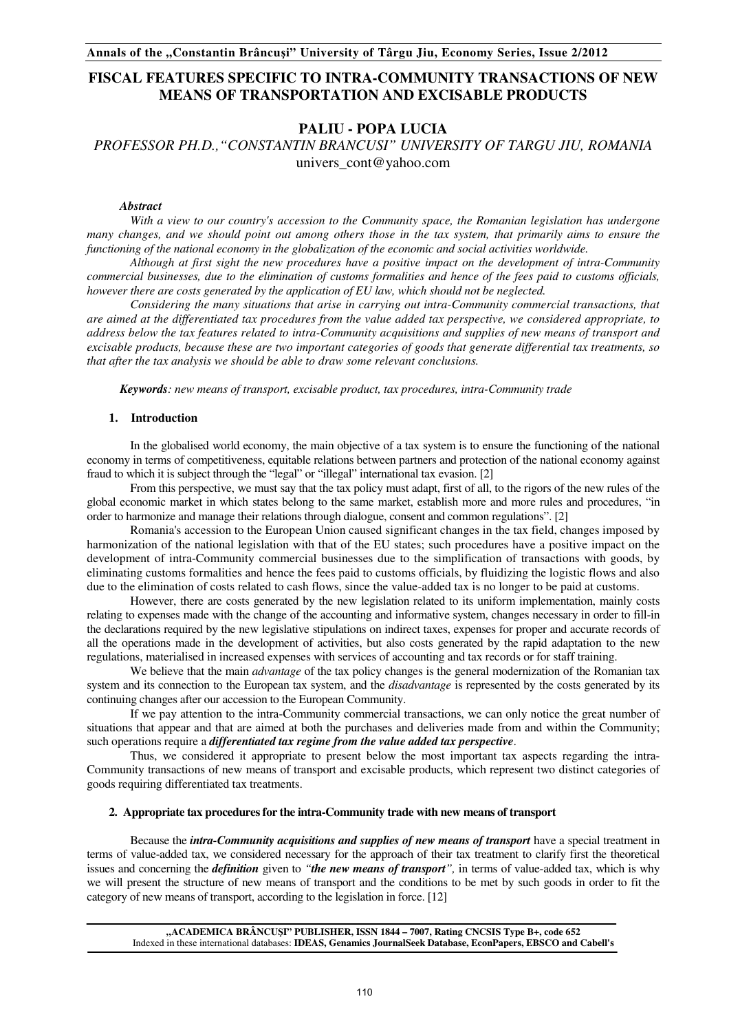# FISCAL FEATURES SPECIFIC TO INTRA-COMMUNITY TRANSACTIONS OF NEW MEANS OF TRANSPORTATION AND EXCISABLE PRODUCTS

## PALIU - POPA LUCIA

*PROFESSOR PH.D.,"CONSTANTIN BRANCUSI" UNIVERSITY OF TARGU JIU, ROMANIA*
univers_cont@yahoo.com

***Abstract***

*With a view to our country's accession to the Community space, the Romanian legislation has undergone many changes, and we should point out among others those in the tax system, that primarily aims to ensure the functioning of the national economy in the globalization of the economic and social activities worldwide.*

*Although at first sight the new procedures have a positive impact on the development of intra-Community commercial businesses, due to the elimination of customs formalities and hence of the fees paid to customs officials, however there are costs generated by the application of EU law, which should not be neglected.*

*Considering the many situations that arise in carrying out intra-Community commercial transactions, that are aimed at the differentiated tax procedures from the value added tax perspective, we considered appropriate, to address below the tax features related to intra-Community acquisitions and supplies of new means of transport and excisable products, because these are two important categories of goods that generate differential tax treatments, so that after the tax analysis we should be able to draw some relevant conclusions.*

***Keywords**: new means of transport, excisable product, tax procedures, intra-Community trade*

### 1. Introduction

In the globalised world economy, the main objective of a tax system is to ensure the functioning of the national economy in terms of competitiveness, equitable relations between partners and protection of the national economy against fraud to which it is subject through the "legal" or "illegal" international tax evasion. [2]

From this perspective, we must say that the tax policy must adapt, first of all, to the rigors of the new rules of the global economic market in which states belong to the same market, establish more and more rules and procedures, "in order to harmonize and manage their relations through dialogue, consent and common regulations". [2]

Romania's accession to the European Union caused significant changes in the tax field, changes imposed by harmonization of the national legislation with that of the EU states; such procedures have a positive impact on the development of intra-Community commercial businesses due to the simplification of transactions with goods, by eliminating customs formalities and hence the fees paid to customs officials, by fluidizing the logistic flows and also due to the elimination of costs related to cash flows, since the value-added tax is no longer to be paid at customs.

However, there are costs generated by the new legislation related to its uniform implementation, mainly costs relating to expenses made with the change of the accounting and informative system, changes necessary in order to fill-in the declarations required by the new legislative stipulations on indirect taxes, expenses for proper and accurate records of all the operations made in the development of activities, but also costs generated by the rapid adaptation to the new regulations, materialised in increased expenses with services of accounting and tax records or for staff training.

We believe that the main *advantage* of the tax policy changes is the general modernization of the Romanian tax system and its connection to the European tax system, and the *disadvantage* is represented by the costs generated by its continuing changes after our accession to the European Community.

If we pay attention to the intra-Community commercial transactions, we can only notice the great number of situations that appear and that are aimed at both the purchases and deliveries made from and within the Community; such operations require a ***differentiated tax regime from the value added tax perspective***.

Thus, we considered it appropriate to present below the most important tax aspects regarding the intra-Community transactions of new means of transport and excisable products, which represent two distinct categories of goods requiring differentiated tax treatments.

### 2. Appropriate tax procedures for the intra-Community trade with new means of transport

Because the ***intra-Community acquisitions and supplies of new means of transport*** have a special treatment in terms of value-added tax, we considered necessary for the approach of their tax treatment to clarify first the theoretical issues and concerning the ***definition*** given to *"**the new means of transport**",* in terms of value-added tax, which is why we will present the structure of new means of transport and the conditions to be met by such goods in order to fit the category of new means of transport, according to the legislation in force. [12]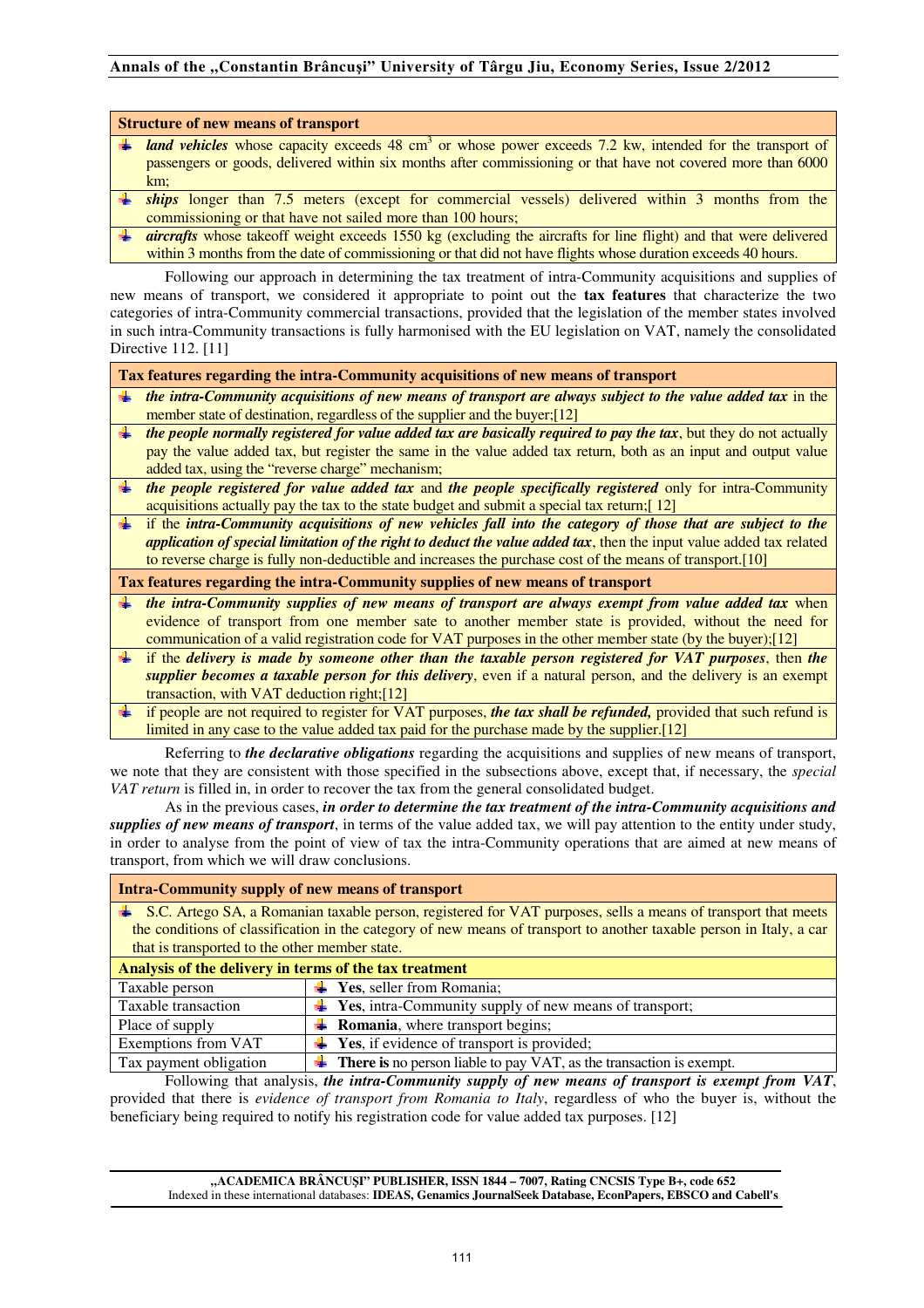| Structure of new means of transport |
|---|
| ✚ ***land vehicles*** whose capacity exceeds 48 $cm^3$ or whose power exceeds 7.2 kw, intended for the transport of passengers or goods, delivered within six months after commissioning or that have not covered more than 6000 km; |
| ✚ ***ships*** longer than 7.5 meters (except for commercial vessels) delivered within 3 months from the commissioning or that have not sailed more than 100 hours; |
| ✚ ***aircrafts*** whose takeoff weight exceeds 1550 kg (excluding the aircrafts for line flight) and that were delivered within 3 months from the date of commissioning or that did not have flights whose duration exceeds 40 hours. |

Following our approach in determining the tax treatment of intra-Community acquisitions and supplies of new means of transport, we considered it appropriate to point out the **tax features** that characterize the two categories of intra-Community commercial transactions, provided that the legislation of the member states involved in such intra-Community transactions is fully harmonised with the EU legislation on VAT, namely the consolidated Directive 112. [11]

| Tax features regarding the intra-Community acquisitions of new means of transport |
|---|
| ✚ ***the intra-Community acquisitions of new means of transport are always subject to the value added tax*** in the member state of destination, regardless of the supplier and the buyer;[12] |
| ✚ ***the people normally registered for value added tax are basically required to pay the tax***, but they do not actually pay the value added tax, but register the same in the value added tax return, both as an input and output value added tax, using the "reverse charge" mechanism; |
| ✚ ***the people registered for value added tax*** and ***the people specifically registered*** only for intra-Community acquisitions actually pay the tax to the state budget and submit a special tax return;[ 12] |
| ✚ if the ***intra-Community acquisitions of new vehicles fall into the category of those that are subject to the application of special limitation of the right to deduct the value added tax***, then the input value added tax related to reverse charge is fully non-deductible and increases the purchase cost of the means of transport.[10] |
| **Tax features regarding the intra-Community supplies of new means of transport** |
| ✚ ***the intra-Community supplies of new means of transport are always exempt from value added tax*** when evidence of transport from one member sate to another member state is provided, without the need for communication of a valid registration code for VAT purposes in the other member state (by the buyer);[12] |
| ✚ if the ***delivery is made by someone other than the taxable person registered for VAT purposes***, then ***the supplier becomes a taxable person for this delivery***, even if a natural person, and the delivery is an exempt transaction, with VAT deduction right;[12] |
| ✚ if people are not required to register for VAT purposes, ***the tax shall be refunded,*** provided that such refund is limited in any case to the value added tax paid for the purchase made by the supplier.[12] |

Referring to ***the declarative obligations*** regarding the acquisitions and supplies of new means of transport, we note that they are consistent with those specified in the subsections above, except that, if necessary, the *special VAT return* is filled in, in order to recover the tax from the general consolidated budget.

As in the previous cases, ***in order to determine the tax treatment of the intra-Community acquisitions and supplies of new means of transport***, in terms of the value added tax, we will pay attention to the entity under study, in order to analyse from the point of view of tax the intra-Community operations that are aimed at new means of transport, from which we will draw conclusions.

| Intra-Community supply of new means of transport | |
|---|---|
| ✚ S.C. Artego SA, a Romanian taxable person, registered for VAT purposes, sells a means of transport that meets the conditions of classification in the category of new means of transport to another taxable person in Italy, a car that is transported to the other member state. | |
| **Analysis of the delivery in terms of the tax treatment** | |
| Taxable person | ✚ **Yes**, seller from Romania; |
| Taxable transaction | ✚ **Yes**, intra-Community supply of new means of transport; |
| Place of supply | ✚ **Romania**, where transport begins; |
| Exemptions from VAT | ✚ **Yes**, if evidence of transport is provided; |
| Tax payment obligation | ✚ **There is** no person liable to pay VAT, as the transaction is exempt. |

Following that analysis, ***the intra-Community supply of new means of transport is exempt from VAT***, provided that there is *evidence of transport from Romania to Italy*, regardless of who the buyer is, without the beneficiary being required to notify his registration code for value added tax purposes. [12]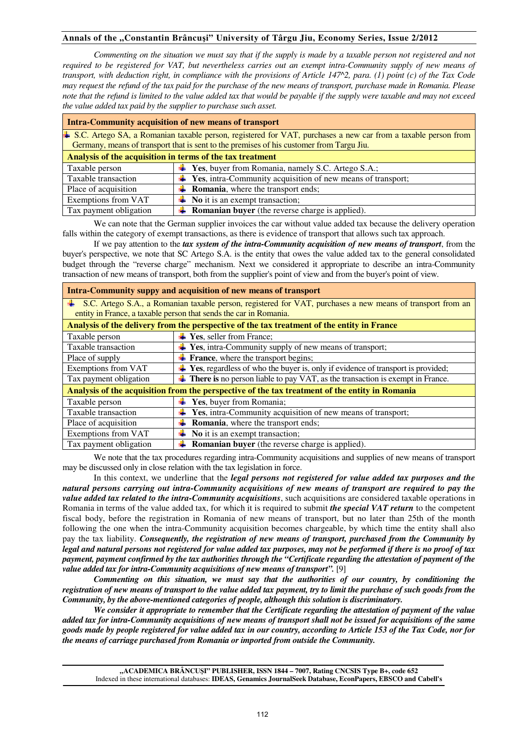*Commenting on the situation we must say that if the supply is made by a taxable person not registered and not required to be registered for VAT, but nevertheless carries out an exempt intra-Community supply of new means of transport, with deduction right, in compliance with the provisions of Article 147^2, para. (1) point (c) of the Tax Code may request the refund of the tax paid for the purchase of the new means of transport, purchase made in Romania. Please note that the refund is limited to the value added tax that would be payable if the supply were taxable and may not exceed the value added tax paid by the supplier to purchase such asset.*

| **Intra-Community acquisition of new means of transport** | |
|---|---|
| S.C. Artego SA, a Romanian taxable person, registered for VAT, purchases a new car from a taxable person from Germany, means of transport that is sent to the premises of his customer from Targu Jiu. | |
| **Analysis of the acquisition in terms of the tax treatment** | |
| Taxable person | **Yes**, buyer from Romania, namely S.C. Artego S.A.; |
| Taxable transaction | **Yes**, intra-Community acquisition of new means of transport; |
| Place of acquisition | **Romania**, where the transport ends; |
| Exemptions from VAT | **No** it is an exempt transaction; |
| Tax payment obligation | **Romanian buyer** (the reverse charge is applied). |

We can note that the German supplier invoices the car without value added tax because the delivery operation falls within the category of exempt transactions, as there is evidence of transport that allows such tax approach.

If we pay attention to the ***tax system of the intra-Community acquisition of new means of transport***, from the buyer's perspective, we note that SC Artego S.A. is the entity that owes the value added tax to the general consolidated budget through the "reverse charge" mechanism. Next we considered it appropriate to describe an intra-Community transaction of new means of transport, both from the supplier's point of view and from the buyer's point of view.

| **Intra-Community suppy and acquisition of new means of transport** | |
|---|---|
| S.C. Artego S.A., a Romanian taxable person, registered for VAT, purchases a new means of transport from an entity in France, a taxable person that sends the car in Romania. | |
| **Analysis of the delivery from the perspective of the tax treatment of the entity in France** | |
| Taxable person | **Yes**, seller from France; |
| Taxable transaction | **Yes**, intra-Community supply of new means of transport; |
| Place of supply | **France**, where the transport begins; |
| Exemptions from VAT | **Yes**, regardless of who the buyer is, only if evidence of transport is provided; |
| Tax payment obligation | **There is** no person liable to pay VAT, as the transaction is exempt in France. |
| **Analysis of the acquisition from the perspective of the tax treatment of the entity in Romania** | |
| Taxable person | **Yes**, buyer from Romania; |
| Taxable transaction | **Yes**, intra-Community acquisition of new means of transport; |
| Place of acquisition | **Romania**, where the transport ends; |
| Exemptions from VAT | **No** it is an exempt transaction; |
| Tax payment obligation | **Romanian buyer** (the reverse charge is applied). |

We note that the tax procedures regarding intra-Community acquisitions and supplies of new means of transport may be discussed only in close relation with the tax legislation in force.

In this context, we underline that the ***legal persons not registered for value added tax purposes and the natural persons carrying out intra-Community acquisitions of new means of transport are required to pay the value added tax related to the intra-Community acquisitions***, such acquisitions are considered taxable operations in Romania in terms of the value added tax, for which it is required to submit ***the special VAT return*** to the competent fiscal body, before the registration in Romania of new means of transport, but no later than 25th of the month following the one when the intra-Community acquisition becomes chargeable, by which time the entity shall also pay the tax liability. ***Consequently, the registration of new means of transport, purchased from the Community by legal and natural persons not registered for value added tax purposes, may not be performed if there is no proof of tax payment, payment confirmed by the tax authorities through the "Certificate regarding the attestation of payment of the value added tax for intra-Community acquisitions of new means of transport".*** [9]

***Commenting on this situation, we must say that the authorities of our country, by conditioning the registration of new means of transport to the value added tax payment, try to limit the purchase of such goods from the Community, by the above-mentioned categories of people, although this solution is discriminatory.***

***We consider it appropriate to remember that the Certificate regarding the attestation of payment of the value added tax for intra-Community acquisitions of new means of transport shall not be issued for acquisitions of the same goods made by people registered for value added tax in our country, according to Article 153 of the Tax Code, nor for the means of carriage purchased from Romania or imported from outside the Community.***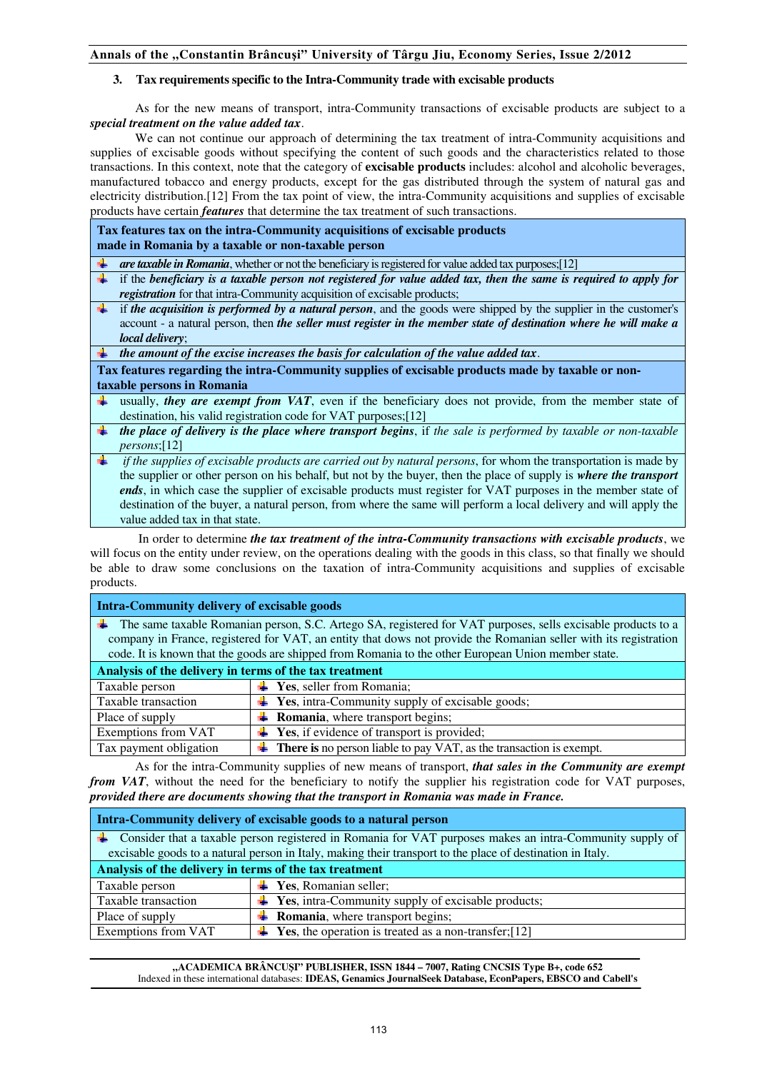### 3. Tax requirements specific to the Intra-Community trade with excisable products

As for the new means of transport, intra-Community transactions of excisable products are subject to a ***special treatment on the value added tax***.

We can not continue our approach of determining the tax treatment of intra-Community acquisitions and supplies of excisable goods without specifying the content of such goods and the characteristics related to those transactions. In this context, note that the category of **excisable products** includes: alcohol and alcoholic beverages, manufactured tobacco and energy products, except for the gas distributed through the system of natural gas and electricity distribution.[12] From the tax point of view, the intra-Community acquisitions and supplies of excisable products have certain ***features*** that determine the tax treatment of such transactions.

| **Tax features tax on the intra-Community acquisitions of excisable products made in Romania by a taxable or non-taxable person** |
|---|
| ***are taxable in Romania***, whether or not the beneficiary is registered for value added tax purposes;[12] |
| if the ***beneficiary is a taxable person not registered for value added tax, then the same is required to apply for registration*** for that intra-Community acquisition of excisable products; |
| if ***the acquisition is performed by a natural person***, and the goods were shipped by the supplier in the customer's account - a natural person, then ***the seller must register in the member state of destination where he will make a local delivery***; |
| ***the amount of the excise increases the basis for calculation of the value added tax***. |
| **Tax features regarding the intra-Community supplies of excisable products made by taxable or non-taxable persons in Romania** |
| usually, ***they are exempt from VAT***, even if the beneficiary does not provide, from the member state of destination, his valid registration code for VAT purposes;[12] |
| ***the place of delivery is the place where transport begins***, if *the sale is performed by taxable or non-taxable persons*;[12] |
| *if the supplies of excisable products are carried out by natural persons*, for whom the transportation is made by the supplier or other person on his behalf, but not by the buyer, then the place of supply is ***where the transport ends***, in which case the supplier of excisable products must register for VAT purposes in the member state of destination of the buyer, a natural person, from where the same will perform a local delivery and will apply the value added tax in that state. |

In order to determine ***the tax treatment of the intra-Community transactions with excisable products***, we will focus on the entity under review, on the operations dealing with the goods in this class, so that finally we should be able to draw some conclusions on the taxation of intra-Community acquisitions and supplies of excisable products.

| **Intra-Community delivery of excisable goods** | |
|---|---|
| The same taxable Romanian person, S.C. Artego SA, registered for VAT purposes, sells excisable products to a company in France, registered for VAT, an entity that dows not provide the Romanian seller with its registration code. It is known that the goods are shipped from Romania to the other European Union member state. | |
| **Analysis of the delivery in terms of the tax treatment** | |
| Taxable person | **Yes**, seller from Romania; |
| Taxable transaction | **Yes**, intra-Community supply of excisable goods; |
| Place of supply | **Romania**, where transport begins; |
| Exemptions from VAT | **Yes**, if evidence of transport is provided; |
| Tax payment obligation | **There is** no person liable to pay VAT, as the transaction is exempt. |

As for the intra-Community supplies of new means of transport, ***that sales in the Community are exempt from VAT***, without the need for the beneficiary to notify the supplier his registration code for VAT purposes, ***provided there are documents showing that the transport in Romania was made in France.***

| **Intra-Community delivery of excisable goods to a natural person** | |
|---|---|
| Consider that a taxable person registered in Romania for VAT purposes makes an intra-Community supply of excisable goods to a natural person in Italy, making their transport to the place of destination in Italy. | |
| **Analysis of the delivery in terms of the tax treatment** | |
| Taxable person | **Yes**, Romanian seller; |
| Taxable transaction | **Yes**, intra-Community supply of excisable products; |
| Place of supply | **Romania**, where transport begins; |
| Exemptions from VAT | **Yes**, the operation is treated as a non-transfer;[12] |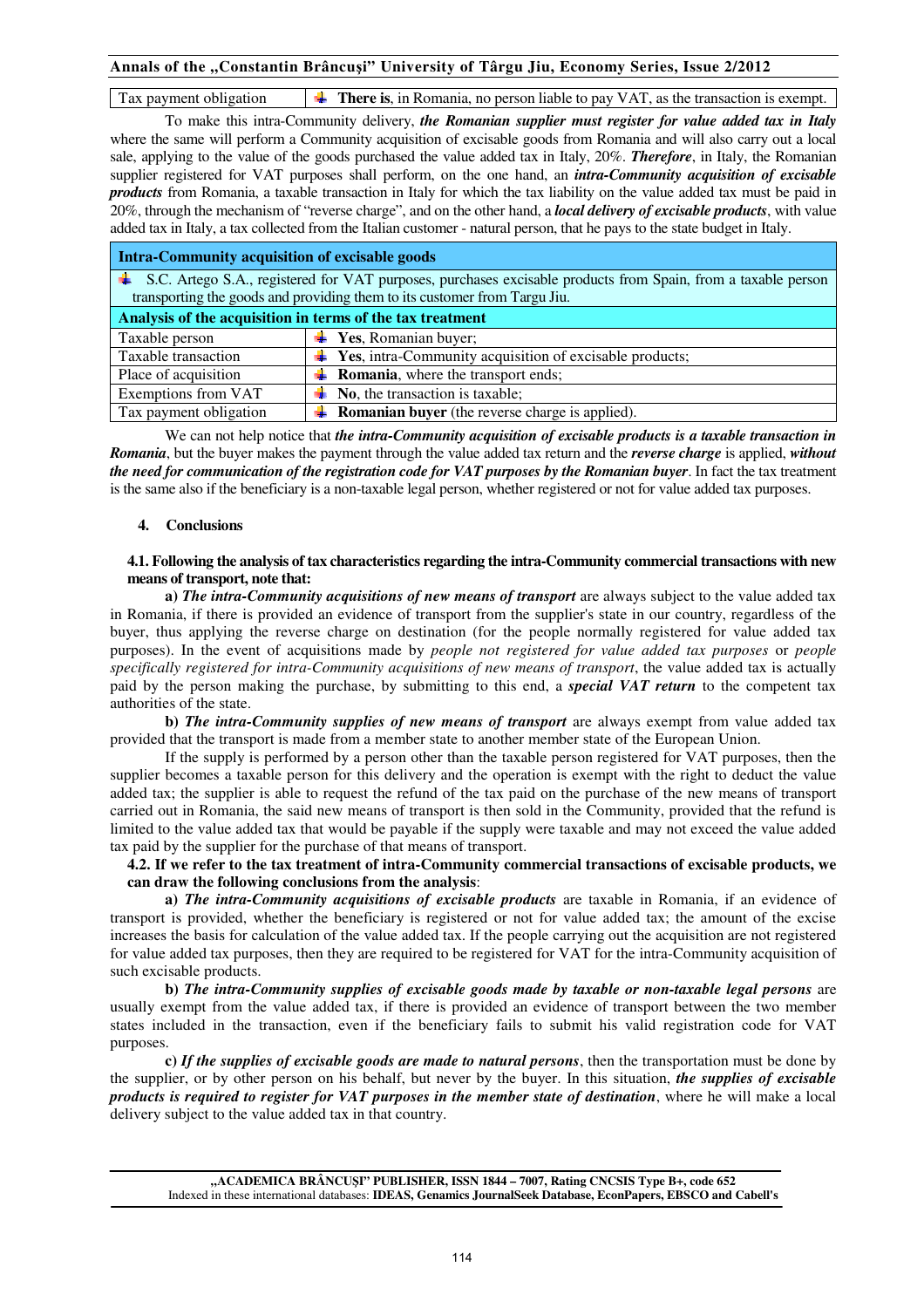| Tax payment obligation | ✚ **There is**, in Romania, no person liable to pay VAT, as the transaction is exempt. |
|---|---|

To make this intra-Community delivery, ***the Romanian supplier must register for value added tax in Italy*** where the same will perform a Community acquisition of excisable goods from Romania and will also carry out a local sale, applying to the value of the goods purchased the value added tax in Italy, 20%. ***Therefore***, in Italy, the Romanian supplier registered for VAT purposes shall perform, on the one hand, an ***intra-Community acquisition of excisable products*** from Romania, a taxable transaction in Italy for which the tax liability on the value added tax must be paid in 20%, through the mechanism of "reverse charge", and on the other hand, a ***local delivery of excisable products***, with value added tax in Italy, a tax collected from the Italian customer - natural person, that he pays to the state budget in Italy.

| **Intra-Community acquisition of excisable goods** | |
|---|---|
| ✚ S.C. Artego S.A., registered for VAT purposes, purchases excisable products from Spain, from a taxable person transporting the goods and providing them to its customer from Targu Jiu. | |
| **Analysis of the acquisition in terms of the tax treatment** | |
| Taxable person | ✚ **Yes**, Romanian buyer; |
| Taxable transaction | ✚ **Yes**, intra-Community acquisition of excisable products; |
| Place of acquisition | ✚ **Romania**, where the transport ends; |
| Exemptions from VAT | ✚ **No**, the transaction is taxable; |
| Tax payment obligation | ✚ **Romanian buyer** (the reverse charge is applied). |

We can not help notice that ***the intra-Community acquisition of excisable products is a taxable transaction in Romania***, but the buyer makes the payment through the value added tax return and the ***reverse charge*** is applied, ***without the need for communication of the registration code for VAT purposes by the Romanian buyer***. In fact the tax treatment is the same also if the beneficiary is a non-taxable legal person, whether registered or not for value added tax purposes.

## 4. Conclusions

**4.1. Following the analysis of tax characteristics regarding the intra-Community commercial transactions with new means of transport, note that:**

**a)** ***The intra-Community acquisitions of new means of transport*** are always subject to the value added tax in Romania, if there is provided an evidence of transport from the supplier's state in our country, regardless of the buyer, thus applying the reverse charge on destination (for the people normally registered for value added tax purposes). In the event of acquisitions made by *people not registered for value added tax purposes* or *people specifically registered for intra-Community acquisitions of new means of transport*, the value added tax is actually paid by the person making the purchase, by submitting to this end, a ***special VAT return*** to the competent tax authorities of the state.

**b)** ***The intra-Community supplies of new means of transport*** are always exempt from value added tax provided that the transport is made from a member state to another member state of the European Union.

If the supply is performed by a person other than the taxable person registered for VAT purposes, then the supplier becomes a taxable person for this delivery and the operation is exempt with the right to deduct the value added tax; the supplier is able to request the refund of the tax paid on the purchase of the new means of transport carried out in Romania, the said new means of transport is then sold in the Community, provided that the refund is limited to the value added tax that would be payable if the supply were taxable and may not exceed the value added tax paid by the supplier for the purchase of that means of transport.

**4.2. If we refer to the tax treatment of intra-Community commercial transactions of excisable products, we can draw the following conclusions from the analysis**:

**a)** ***The intra-Community acquisitions of excisable products*** are taxable in Romania, if an evidence of transport is provided, whether the beneficiary is registered or not for value added tax; the amount of the excise increases the basis for calculation of the value added tax. If the people carrying out the acquisition are not registered for value added tax purposes, then they are required to be registered for VAT for the intra-Community acquisition of such excisable products.

**b)** ***The intra-Community supplies of excisable goods made by taxable or non-taxable legal persons*** are usually exempt from the value added tax, if there is provided an evidence of transport between the two member states included in the transaction, even if the beneficiary fails to submit his valid registration code for VAT purposes.

**c)** ***If the supplies of excisable goods are made to natural persons***, then the transportation must be done by the supplier, or by other person on his behalf, but never by the buyer. In this situation, ***the supplies of excisable products is required to register for VAT purposes in the member state of destination***, where he will make a local delivery subject to the value added tax in that country.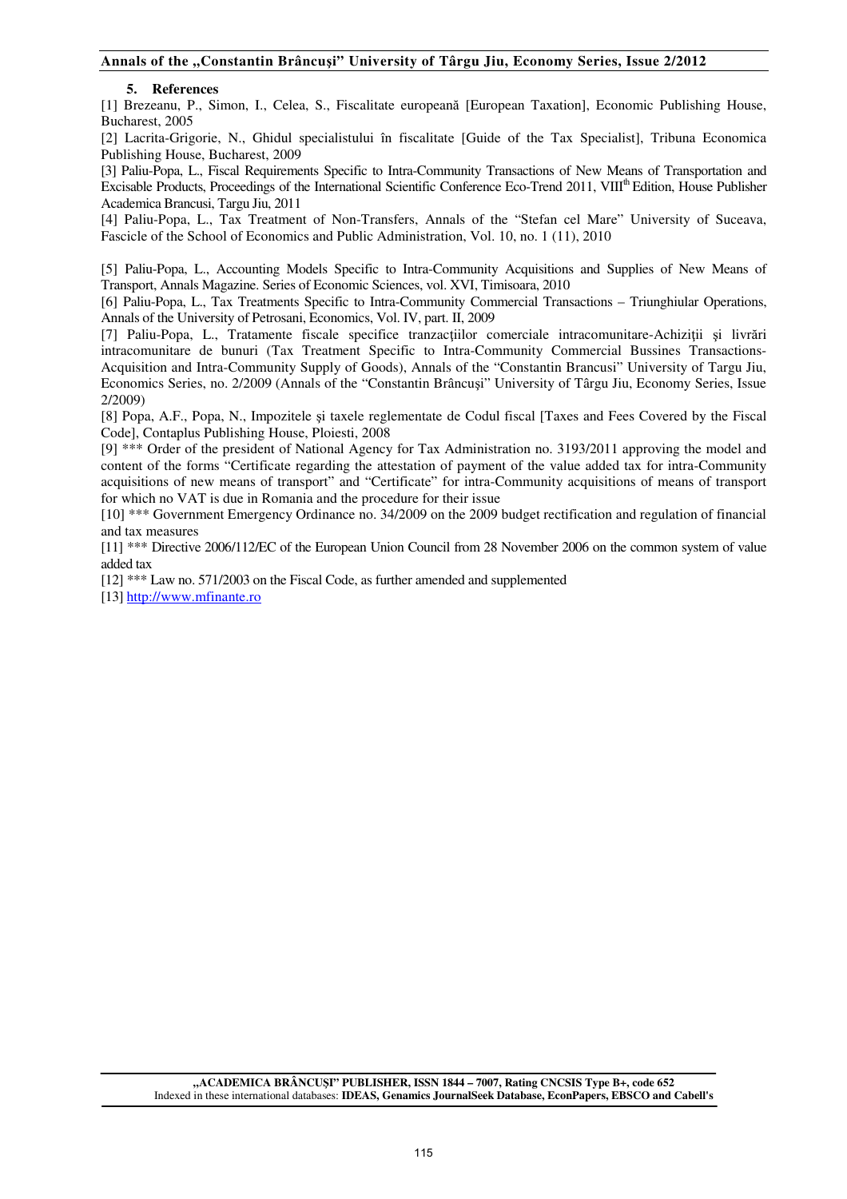## 5. References

[1] Brezeanu, P., Simon, I., Celea, S., Fiscalitate europeană [European Taxation], Economic Publishing House, Bucharest, 2005

[2] Lacrita-Grigorie, N., Ghidul specialistului în fiscalitate [Guide of the Tax Specialist], Tribuna Economica Publishing House, Bucharest, 2009

[3] Paliu-Popa, L., Fiscal Requirements Specific to Intra-Community Transactions of New Means of Transportation and Excisable Products, Proceedings of the International Scientific Conference Eco-Trend 2011, VIII[th] Edition, House Publisher Academica Brancusi, Targu Jiu, 2011

[4] Paliu-Popa, L., Tax Treatment of Non-Transfers, Annals of the "Stefan cel Mare" University of Suceava, Fascicle of the School of Economics and Public Administration, Vol. 10, no. 1 (11), 2010

[5] Paliu-Popa, L., Accounting Models Specific to Intra-Community Acquisitions and Supplies of New Means of Transport, Annals Magazine. Series of Economic Sciences, vol. XVI, Timisoara, 2010

[6] Paliu-Popa, L., Tax Treatments Specific to Intra-Community Commercial Transactions – Triunghiular Operations, Annals of the University of Petrosani, Economics, Vol. IV, part. II, 2009

[7] Paliu-Popa, L., Tratamente fiscale specifice tranzacţiilor comerciale intracomunitare-Achiziţii şi livrări intracomunitare de bunuri (Tax Treatment Specific to Intra-Community Commercial Bussines Transactions-Acquisition and Intra-Community Supply of Goods), Annals of the "Constantin Brancusi" University of Targu Jiu, Economics Series, no. 2/2009 (Annals of the "Constantin Brâncuşi" University of Târgu Jiu, Economy Series, Issue 2/2009)

[8] Popa, A.F., Popa, N., Impozitele şi taxele reglementate de Codul fiscal [Taxes and Fees Covered by the Fiscal Code], Contaplus Publishing House, Ploiesti, 2008

[9] *** Order of the president of National Agency for Tax Administration no. 3193/2011 approving the model and content of the forms "Certificate regarding the attestation of payment of the value added tax for intra-Community acquisitions of new means of transport" and "Certificate" for intra-Community acquisitions of means of transport for which no VAT is due in Romania and the procedure for their issue

[10] *** Government Emergency Ordinance no. 34/2009 on the 2009 budget rectification and regulation of financial and tax measures

[11] *** Directive 2006/112/EC of the European Union Council from 28 November 2006 on the common system of value added tax

[12] *** Law no. 571/2003 on the Fiscal Code, as further amended and supplemented

[13] http://www.mfinante.ro